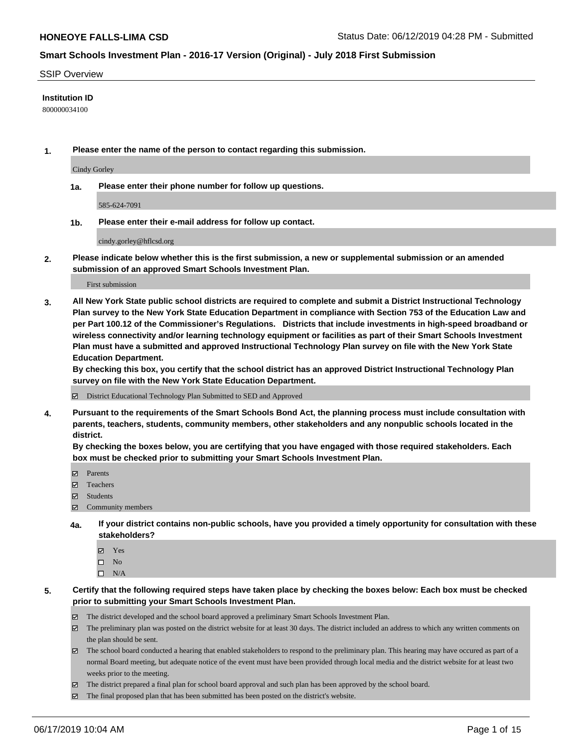**HONEOYE FALLS-LIMA CSD**

Status Date: 06/12/2019 04:28 PM - Submitted

## Smart Schools Investment Plan - 2016-17 Version (Original) - July 2018 First Submission

SSIP Overview

**Institution ID**

800000034100

**1. Please enter the name of the person to contact regarding this submission.**

Cindy Gorley

**1a. Please enter their phone number for follow up questions.**

585-624-7091

**1b. Please enter their e-mail address for follow up contact.**

cindy.gorley@hflcsd.org

**2. Please indicate below whether this is the first submission, a new or supplemental submission or an amended submission of an approved Smart Schools Investment Plan.**

First submission

**3. All New York State public school districts are required to complete and submit a District Instructional Technology Plan survey to the New York State Education Department in compliance with Section 753 of the Education Law and per Part 100.12 of the Commissioner's Regulations. Districts that include investments in high-speed broadband or wireless connectivity and/or learning technology equipment or facilities as part of their Smart Schools Investment Plan must have a submitted and approved Instructional Technology Plan survey on file with the New York State Education Department.**
**By checking this box, you certify that the school district has an approved District Instructional Technology Plan survey on file with the New York State Education Department.**

☑ District Educational Technology Plan Submitted to SED and Approved

**4. Pursuant to the requirements of the Smart Schools Bond Act, the planning process must include consultation with parents, teachers, students, community members, other stakeholders and any nonpublic schools located in the district.**
**By checking the boxes below, you are certifying that you have engaged with those required stakeholders. Each box must be checked prior to submitting your Smart Schools Investment Plan.**

☑ Parents
☑ Teachers
☑ Students
☑ Community members

**4a. If your district contains non-public schools, have you provided a timely opportunity for consultation with these stakeholders?**

☑ Yes
☐ No
☐ N/A

**5. Certify that the following required steps have taken place by checking the boxes below: Each box must be checked prior to submitting your Smart Schools Investment Plan.**

☑ The district developed and the school board approved a preliminary Smart Schools Investment Plan.
☑ The preliminary plan was posted on the district website for at least 30 days. The district included an address to which any written comments on the plan should be sent.
☑ The school board conducted a hearing that enabled stakeholders to respond to the preliminary plan. This hearing may have occured as part of a normal Board meeting, but adequate notice of the event must have been provided through local media and the district website for at least two weeks prior to the meeting.
☑ The district prepared a final plan for school board approval and such plan has been approved by the school board.
☑ The final proposed plan that has been submitted has been posted on the district's website.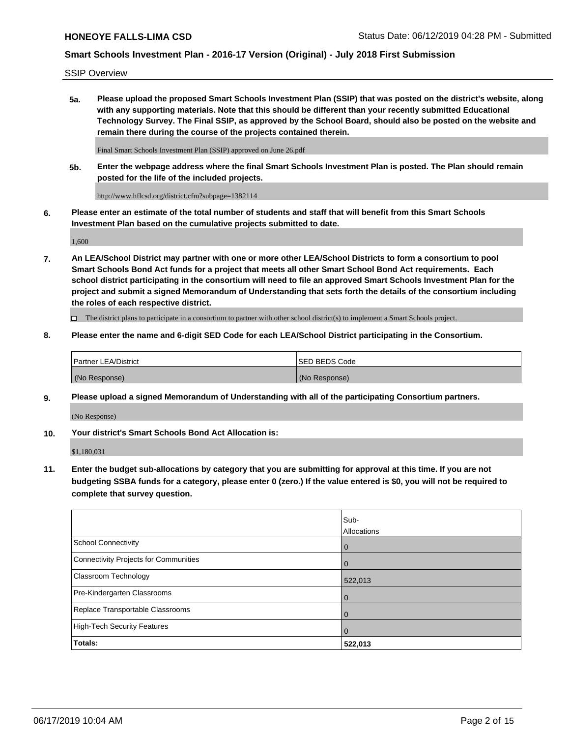SSIP Overview

**5a. Please upload the proposed Smart Schools Investment Plan (SSIP) that was posted on the district's website, along with any supporting materials. Note that this should be different than your recently submitted Educational Technology Survey. The Final SSIP, as approved by the School Board, should also be posted on the website and remain there during the course of the projects contained therein.**

Final Smart Schools Investment Plan (SSIP) approved on June 26.pdf

**5b. Enter the webpage address where the final Smart Schools Investment Plan is posted. The Plan should remain posted for the life of the included projects.**

http://www.hflcsd.org/district.cfm?subpage=1382114

**6. Please enter an estimate of the total number of students and staff that will benefit from this Smart Schools Investment Plan based on the cumulative projects submitted to date.**

1,600

**7. An LEA/School District may partner with one or more other LEA/School Districts to form a consortium to pool Smart Schools Bond Act funds for a project that meets all other Smart School Bond Act requirements. Each school district participating in the consortium will need to file an approved Smart Schools Investment Plan for the project and submit a signed Memorandum of Understanding that sets forth the details of the consortium including the roles of each respective district.**

☐ The district plans to participate in a consortium to partner with other school district(s) to implement a Smart Schools project.

**8. Please enter the name and 6-digit SED Code for each LEA/School District participating in the Consortium.**

| Partner LEA/District | SED BEDS Code |
|---|---|
| (No Response) | (No Response) |

**9. Please upload a signed Memorandum of Understanding with all of the participating Consortium partners.**

(No Response)

**10. Your district's Smart Schools Bond Act Allocation is:**

$1,180,031

**11. Enter the budget sub-allocations by category that you are submitting for approval at this time. If you are not budgeting SSBA funds for a category, please enter 0 (zero.) If the value entered is $0, you will not be required to complete that survey question.**

| | Sub-Allocations |
|---|---|
| School Connectivity | 0 |
| Connectivity Projects for Communities | 0 |
| Classroom Technology | 522,013 |
| Pre-Kindergarten Classrooms | 0 |
| Replace Transportable Classrooms | 0 |
| High-Tech Security Features | 0 |
| **Totals:** | **522,013** |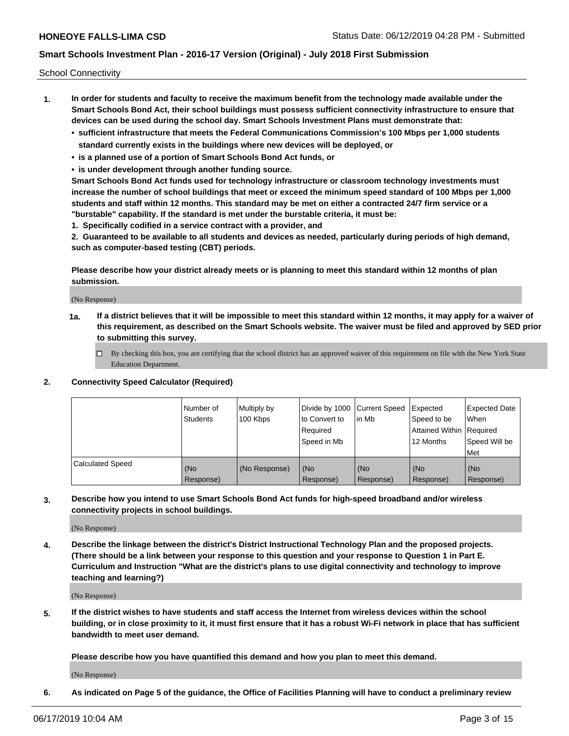School Connectivity

1. **In order for students and faculty to receive the maximum benefit from the technology made available under the Smart Schools Bond Act, their school buildings must possess sufficient connectivity infrastructure to ensure that devices can be used during the school day. Smart Schools Investment Plans must demonstrate that:**
   - **sufficient infrastructure that meets the Federal Communications Commission's 100 Mbps per 1,000 students standard currently exists in the buildings where new devices will be deployed, or**
   - **is a planned use of a portion of Smart Schools Bond Act funds, or**
   - **is under development through another funding source.**

   **Smart Schools Bond Act funds used for technology infrastructure or classroom technology investments must increase the number of school buildings that meet or exceed the minimum speed standard of 100 Mbps per 1,000 students and staff within 12 months. This standard may be met on either a contracted 24/7 firm service or a "burstable" capability. If the standard is met under the burstable criteria, it must be:**

   **1. Specifically codified in a service contract with a provider, and**

   **2. Guaranteed to be available to all students and devices as needed, particularly during periods of high demand, such as computer-based testing (CBT) periods.**

   **Please describe how your district already meets or is planning to meet this standard within 12 months of plan submission.**

   (No Response)

   **1a. If a district believes that it will be impossible to meet this standard within 12 months, it may apply for a waiver of this requirement, as described on the Smart Schools website. The waiver must be filed and approved by SED prior to submitting this survey.**

   ☐ By checking this box, you are certifying that the school district has an approved waiver of this requirement on file with the New York State Education Department.

2. **Connectivity Speed Calculator (Required)**

| | Number of Students | Multiply by 100 Kbps | Divide by 1000 to Convert to Required Speed in Mb | Current Speed in Mb | Expected Speed to be Attained Within 12 Months | Expected Date When Required Speed Will be Met |
|---|---|---|---|---|---|---|
| Calculated Speed | (No Response) | (No Response) | (No Response) | (No Response) | (No Response) | (No Response) |

3. **Describe how you intend to use Smart Schools Bond Act funds for high-speed broadband and/or wireless connectivity projects in school buildings.**

   (No Response)

4. **Describe the linkage between the district's District Instructional Technology Plan and the proposed projects. (There should be a link between your response to this question and your response to Question 1 in Part E. Curriculum and Instruction "What are the district's plans to use digital connectivity and technology to improve teaching and learning?)**

   (No Response)

5. **If the district wishes to have students and staff access the Internet from wireless devices within the school building, or in close proximity to it, it must first ensure that it has a robust Wi-Fi network in place that has sufficient bandwidth to meet user demand.**

   **Please describe how you have quantified this demand and how you plan to meet this demand.**

   (No Response)

6. **As indicated on Page 5 of the guidance, the Office of Facilities Planning will have to conduct a preliminary review**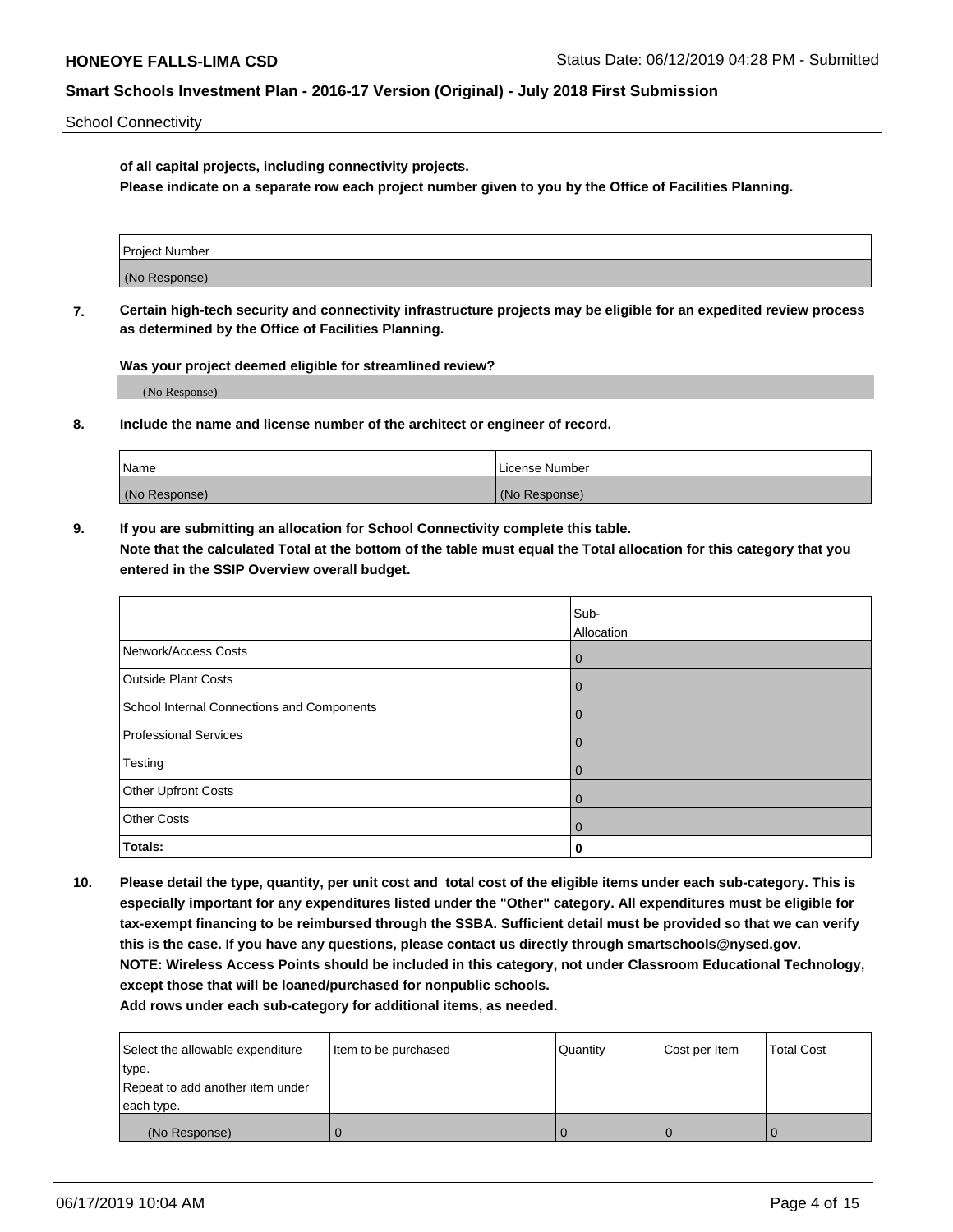School Connectivity

**of all capital projects, including connectivity projects.**
**Please indicate on a separate row each project number given to you by the Office of Facilities Planning.**

| Project Number |
|---|
| (No Response) |

**7. Certain high-tech security and connectivity infrastructure projects may be eligible for an expedited review process as determined by the Office of Facilities Planning.**

**Was your project deemed eligible for streamlined review?**

(No Response)

**8. Include the name and license number of the architect or engineer of record.**

| Name | License Number |
|---|---|
| (No Response) | (No Response) |

**9. If you are submitting an allocation for School Connectivity complete this table.**
**Note that the calculated Total at the bottom of the table must equal the Total allocation for this category that you entered in the SSIP Overview overall budget.**

| | Sub-Allocation |
|---|---|
| Network/Access Costs | 0 |
| Outside Plant Costs | 0 |
| School Internal Connections and Components | 0 |
| Professional Services | 0 |
| Testing | 0 |
| Other Upfront Costs | 0 |
| Other Costs | 0 |
| **Totals:** | **0** |

**10. Please detail the type, quantity, per unit cost and total cost of the eligible items under each sub-category. This is especially important for any expenditures listed under the "Other" category. All expenditures must be eligible for tax-exempt financing to be reimbursed through the SSBA. Sufficient detail must be provided so that we can verify this is the case. If you have any questions, please contact us directly through smartschools@nysed.gov.**
**NOTE: Wireless Access Points should be included in this category, not under Classroom Educational Technology, except those that will be loaned/purchased for nonpublic schools.**
**Add rows under each sub-category for additional items, as needed.**

| Select the allowable expenditure type. Repeat to add another item under each type. | Item to be purchased | Quantity | Cost per Item | Total Cost |
|---|---|---|---|---|
| (No Response) | 0 | 0 | 0 | 0 |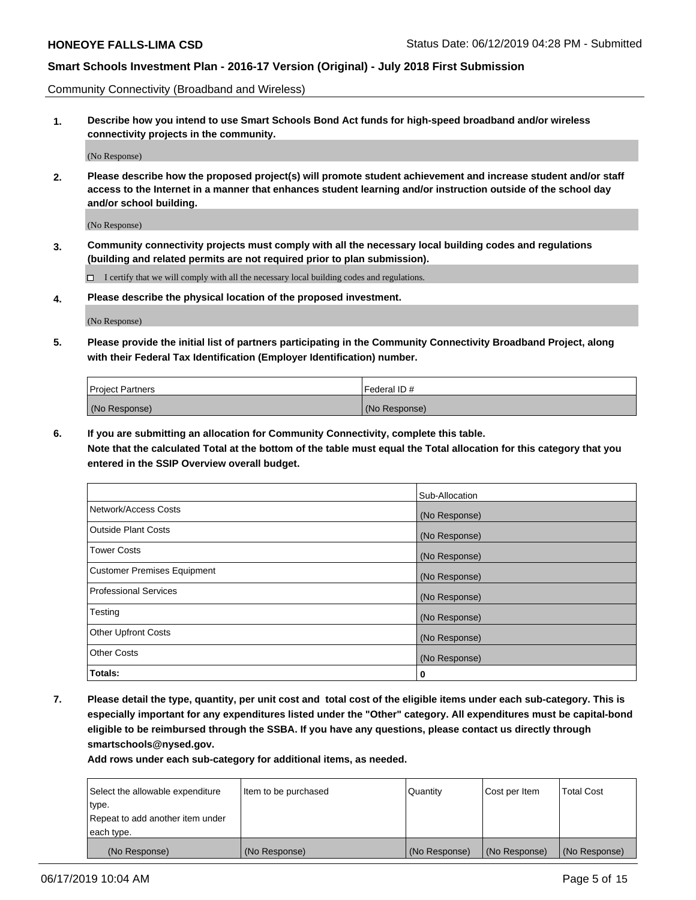Community Connectivity (Broadband and Wireless)

**1. Describe how you intend to use Smart Schools Bond Act funds for high-speed broadband and/or wireless connectivity projects in the community.**

(No Response)

**2. Please describe how the proposed project(s) will promote student achievement and increase student and/or staff access to the Internet in a manner that enhances student learning and/or instruction outside of the school day and/or school building.**

(No Response)

**3. Community connectivity projects must comply with all the necessary local building codes and regulations (building and related permits are not required prior to plan submission).**

☐ I certify that we will comply with all the necessary local building codes and regulations.

**4. Please describe the physical location of the proposed investment.**

(No Response)

**5. Please provide the initial list of partners participating in the Community Connectivity Broadband Project, along with their Federal Tax Identification (Employer Identification) number.**

| Project Partners | Federal ID # |
| --- | --- |
| (No Response) | (No Response) |

**6. If you are submitting an allocation for Community Connectivity, complete this table. Note that the calculated Total at the bottom of the table must equal the Total allocation for this category that you entered in the SSIP Overview overall budget.**

| | Sub-Allocation |
| --- | --- |
| Network/Access Costs | (No Response) |
| Outside Plant Costs | (No Response) |
| Tower Costs | (No Response) |
| Customer Premises Equipment | (No Response) |
| Professional Services | (No Response) |
| Testing | (No Response) |
| Other Upfront Costs | (No Response) |
| Other Costs | (No Response) |
| **Totals:** | **0** |

**7. Please detail the type, quantity, per unit cost and total cost of the eligible items under each sub-category. This is especially important for any expenditures listed under the "Other" category. All expenditures must be capital-bond eligible to be reimbursed through the SSBA. If you have any questions, please contact us directly through smartschools@nysed.gov.**

**Add rows under each sub-category for additional items, as needed.**

| Select the allowable expenditure type. Repeat to add another item under each type. | Item to be purchased | Quantity | Cost per Item | Total Cost |
| --- | --- | --- | --- | --- |
| (No Response) | (No Response) | (No Response) | (No Response) | (No Response) |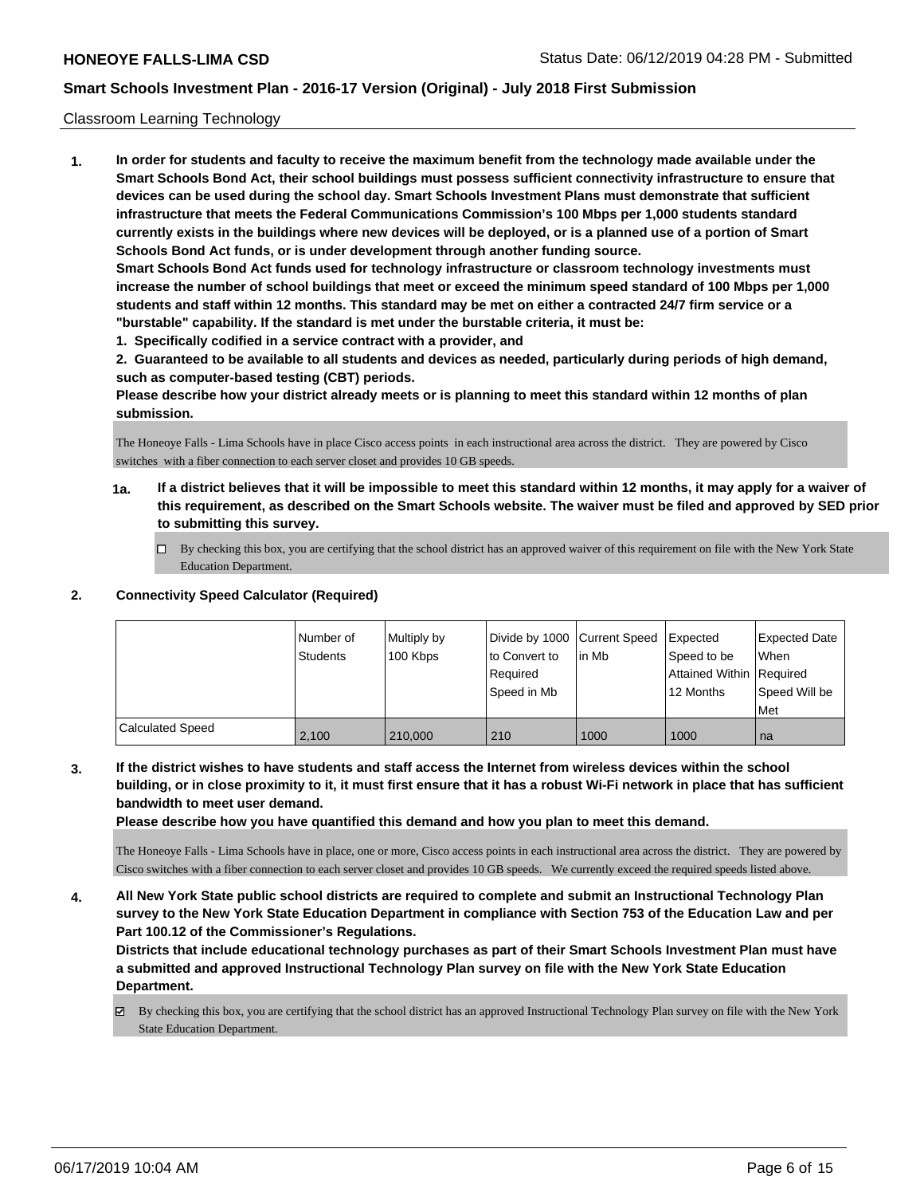Classroom Learning Technology

**1. In order for students and faculty to receive the maximum benefit from the technology made available under the Smart Schools Bond Act, their school buildings must possess sufficient connectivity infrastructure to ensure that devices can be used during the school day. Smart Schools Investment Plans must demonstrate that sufficient infrastructure that meets the Federal Communications Commission's 100 Mbps per 1,000 students standard currently exists in the buildings where new devices will be deployed, or is a planned use of a portion of Smart Schools Bond Act funds, or is under development through another funding source.**

**Smart Schools Bond Act funds used for technology infrastructure or classroom technology investments must increase the number of school buildings that meet or exceed the minimum speed standard of 100 Mbps per 1,000 students and staff within 12 months. This standard may be met on either a contracted 24/7 firm service or a "burstable" capability. If the standard is met under the burstable criteria, it must be:**

**1. Specifically codified in a service contract with a provider, and**

**2. Guaranteed to be available to all students and devices as needed, particularly during periods of high demand, such as computer-based testing (CBT) periods.**

**Please describe how your district already meets or is planning to meet this standard within 12 months of plan submission.**

The Honeoye Falls - Lima Schools have in place Cisco access points in each instructional area across the district. They are powered by Cisco switches with a fiber connection to each server closet and provides 10 GB speeds.

**1a. If a district believes that it will be impossible to meet this standard within 12 months, it may apply for a waiver of this requirement, as described on the Smart Schools website. The waiver must be filed and approved by SED prior to submitting this survey.**

☐ By checking this box, you are certifying that the school district has an approved waiver of this requirement on file with the New York State Education Department.

**2. Connectivity Speed Calculator (Required)**

| | Number of Students | Multiply by 100 Kbps | Divide by 1000 to Convert to Required Speed in Mb | Current Speed in Mb | Expected Speed to be Attained Within 12 Months | Expected Date When Required Speed Will be Met |
|---|---|---|---|---|---|---|
| Calculated Speed | 2,100 | 210,000 | 210 | 1000 | 1000 | na |

**3. If the district wishes to have students and staff access the Internet from wireless devices within the school building, or in close proximity to it, it must first ensure that it has a robust Wi-Fi network in place that has sufficient bandwidth to meet user demand.**

**Please describe how you have quantified this demand and how you plan to meet this demand.**

The Honeoye Falls - Lima Schools have in place, one or more, Cisco access points in each instructional area across the district. They are powered by Cisco switches with a fiber connection to each server closet and provides 10 GB speeds. We currently exceed the required speeds listed above.

**4. All New York State public school districts are required to complete and submit an Instructional Technology Plan survey to the New York State Education Department in compliance with Section 753 of the Education Law and per Part 100.12 of the Commissioner's Regulations.**

**Districts that include educational technology purchases as part of their Smart Schools Investment Plan must have a submitted and approved Instructional Technology Plan survey on file with the New York State Education Department.**

☑ By checking this box, you are certifying that the school district has an approved Instructional Technology Plan survey on file with the New York State Education Department.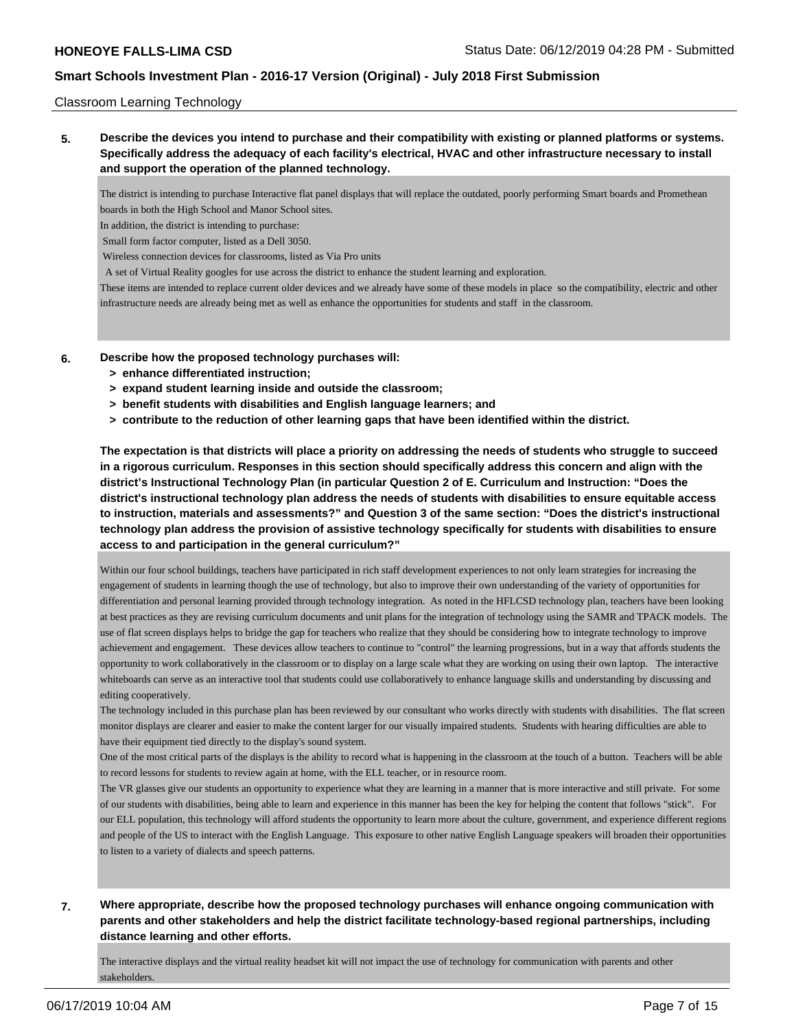Classroom Learning Technology

**5. Describe the devices you intend to purchase and their compatibility with existing or planned platforms or systems. Specifically address the adequacy of each facility's electrical, HVAC and other infrastructure necessary to install and support the operation of the planned technology.**

The district is intending to purchase Interactive flat panel displays that will replace the outdated, poorly performing Smart boards and Promethean boards in both the High School and Manor School sites.
In addition, the district is intending to purchase:
Small form factor computer, listed as a Dell 3050.
Wireless connection devices for classrooms, listed as Via Pro units
A set of Virtual Reality googles for use across the district to enhance the student learning and exploration.
These items are intended to replace current older devices and we already have some of these models in place so the compatibility, electric and other infrastructure needs are already being met as well as enhance the opportunities for students and staff in the classroom.

**6. Describe how the proposed technology purchases will:**
- **> enhance differentiated instruction;**
- **> expand student learning inside and outside the classroom;**
- **> benefit students with disabilities and English language learners; and**
- **> contribute to the reduction of other learning gaps that have been identified within the district.**

**The expectation is that districts will place a priority on addressing the needs of students who struggle to succeed in a rigorous curriculum. Responses in this section should specifically address this concern and align with the district's Instructional Technology Plan (in particular Question 2 of E. Curriculum and Instruction: "Does the district's instructional technology plan address the needs of students with disabilities to ensure equitable access to instruction, materials and assessments?" and Question 3 of the same section: "Does the district's instructional technology plan address the provision of assistive technology specifically for students with disabilities to ensure access to and participation in the general curriculum?"**

Within our four school buildings, teachers have participated in rich staff development experiences to not only learn strategies for increasing the engagement of students in learning though the use of technology, but also to improve their own understanding of the variety of opportunities for differentiation and personal learning provided through technology integration. As noted in the HFLCSD technology plan, teachers have been looking at best practices as they are revising curriculum documents and unit plans for the integration of technology using the SAMR and TPACK models. The use of flat screen displays helps to bridge the gap for teachers who realize that they should be considering how to integrate technology to improve achievement and engagement. These devices allow teachers to continue to "control" the learning progressions, but in a way that affords students the opportunity to work collaboratively in the classroom or to display on a large scale what they are working on using their own laptop. The interactive whiteboards can serve as an interactive tool that students could use collaboratively to enhance language skills and understanding by discussing and editing cooperatively.
The technology included in this purchase plan has been reviewed by our consultant who works directly with students with disabilities. The flat screen monitor displays are clearer and easier to make the content larger for our visually impaired students. Students with hearing difficulties are able to have their equipment tied directly to the display's sound system.
One of the most critical parts of the displays is the ability to record what is happening in the classroom at the touch of a button. Teachers will be able to record lessons for students to review again at home, with the ELL teacher, or in resource room.
The VR glasses give our students an opportunity to experience what they are learning in a manner that is more interactive and still private. For some of our students with disabilities, being able to learn and experience in this manner has been the key for helping the content that follows "stick". For our ELL population, this technology will afford students the opportunity to learn more about the culture, government, and experience different regions and people of the US to interact with the English Language. This exposure to other native English Language speakers will broaden their opportunities to listen to a variety of dialects and speech patterns.

**7. Where appropriate, describe how the proposed technology purchases will enhance ongoing communication with parents and other stakeholders and help the district facilitate technology-based regional partnerships, including distance learning and other efforts.**

The interactive displays and the virtual reality headset kit will not impact the use of technology for communication with parents and other stakeholders.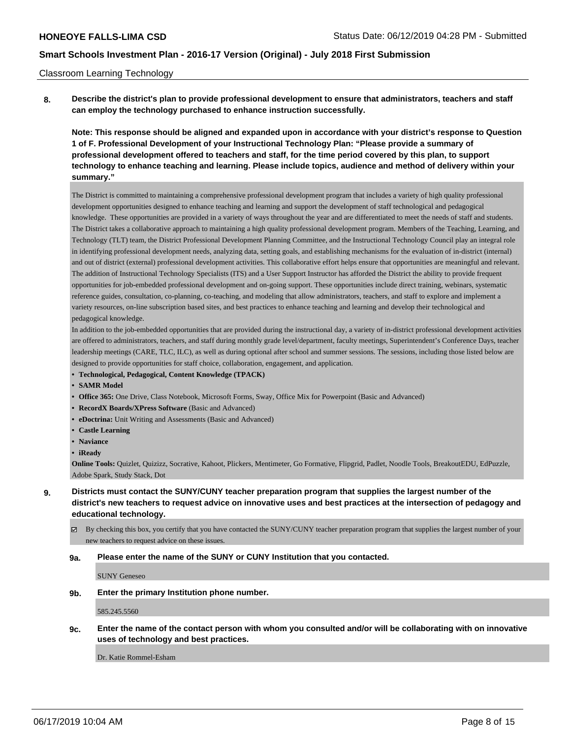Classroom Learning Technology

**8. Describe the district's plan to provide professional development to ensure that administrators, teachers and staff can employ the technology purchased to enhance instruction successfully.**

**Note: This response should be aligned and expanded upon in accordance with your district's response to Question 1 of F. Professional Development of your Instructional Technology Plan: "Please provide a summary of professional development offered to teachers and staff, for the time period covered by this plan, to support technology to enhance teaching and learning. Please include topics, audience and method of delivery within your summary."**

The District is committed to maintaining a comprehensive professional development program that includes a variety of high quality professional development opportunities designed to enhance teaching and learning and support the development of staff technological and pedagogical knowledge. These opportunities are provided in a variety of ways throughout the year and are differentiated to meet the needs of staff and students. The District takes a collaborative approach to maintaining a high quality professional development program. Members of the Teaching, Learning, and Technology (TLT) team, the District Professional Development Planning Committee, and the Instructional Technology Council play an integral role in identifying professional development needs, analyzing data, setting goals, and establishing mechanisms for the evaluation of in-district (internal) and out of district (external) professional development activities. This collaborative effort helps ensure that opportunities are meaningful and relevant. The addition of Instructional Technology Specialists (ITS) and a User Support Instructor has afforded the District the ability to provide frequent opportunities for job-embedded professional development and on-going support. These opportunities include direct training, webinars, systematic reference guides, consultation, co-planning, co-teaching, and modeling that allow administrators, teachers, and staff to explore and implement a variety resources, on-line subscription based sites, and best practices to enhance teaching and learning and develop their technological and pedagogical knowledge.

In addition to the job-embedded opportunities that are provided during the instructional day, a variety of in-district professional development activities are offered to administrators, teachers, and staff during monthly grade level/department, faculty meetings, Superintendent's Conference Days, teacher leadership meetings (CARE, TLC, ILC), as well as during optional after school and summer sessions. The sessions, including those listed below are designed to provide opportunities for staff choice, collaboration, engagement, and application.

- **Technological, Pedagogical, Content Knowledge (TPACK)**
- **SAMR Model**
- **Office 365:** One Drive, Class Notebook, Microsoft Forms, Sway, Office Mix for Powerpoint (Basic and Advanced)
- **RecordX Boards/XPress Software** (Basic and Advanced)
- **eDoctrina:** Unit Writing and Assessments (Basic and Advanced)
- **Castle Learning**
- **Naviance**
- **iReady**

**Online Tools:** Quizlet, Quizizz, Socrative, Kahoot, Plickers, Mentimeter, Go Formative, Flipgrid, Padlet, Noodle Tools, BreakoutEDU, EdPuzzle, Adobe Spark, Study Stack, Dot

**9. Districts must contact the SUNY/CUNY teacher preparation program that supplies the largest number of the district's new teachers to request advice on innovative uses and best practices at the intersection of pedagogy and educational technology.**

☑ By checking this box, you certify that you have contacted the SUNY/CUNY teacher preparation program that supplies the largest number of your new teachers to request advice on these issues.

**9a. Please enter the name of the SUNY or CUNY Institution that you contacted.**

SUNY Geneseo

**9b. Enter the primary Institution phone number.**

585.245.5560

**9c. Enter the name of the contact person with whom you consulted and/or will be collaborating with on innovative uses of technology and best practices.**

Dr. Katie Rommel-Esham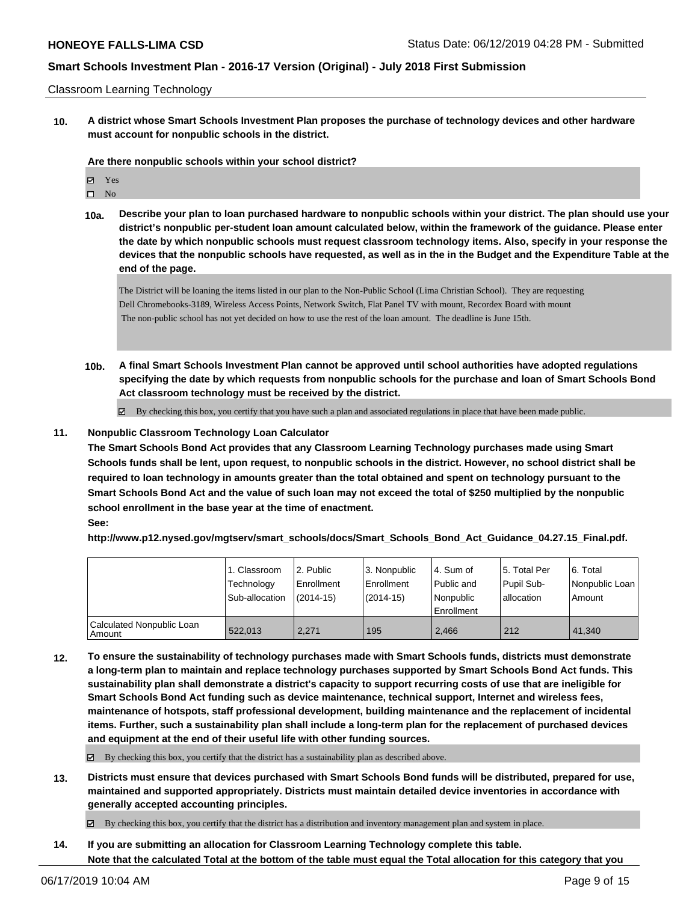Classroom Learning Technology

**10. A district whose Smart Schools Investment Plan proposes the purchase of technology devices and other hardware must account for nonpublic schools in the district.**

**Are there nonpublic schools within your school district?**

- ☑ Yes
- ☐ No

**10a. Describe your plan to loan purchased hardware to nonpublic schools within your district. The plan should use your district's nonpublic per-student loan amount calculated below, within the framework of the guidance. Please enter the date by which nonpublic schools must request classroom technology items. Also, specify in your response the devices that the nonpublic schools have requested, as well as in the in the Budget and the Expenditure Table at the end of the page.**

The District will be loaning the items listed in our plan to the Non-Public School (Lima Christian School). They are requesting Dell Chromebooks-3189, Wireless Access Points, Network Switch, Flat Panel TV with mount, Recordex Board with mount
The non-public school has not yet decided on how to use the rest of the loan amount. The deadline is June 15th.

**10b. A final Smart Schools Investment Plan cannot be approved until school authorities have adopted regulations specifying the date by which requests from nonpublic schools for the purchase and loan of Smart Schools Bond Act classroom technology must be received by the district.**

☑ By checking this box, you certify that you have such a plan and associated regulations in place that have been made public.

**11. Nonpublic Classroom Technology Loan Calculator**

**The Smart Schools Bond Act provides that any Classroom Learning Technology purchases made using Smart Schools funds shall be lent, upon request, to nonpublic schools in the district. However, no school district shall be required to loan technology in amounts greater than the total obtained and spent on technology pursuant to the Smart Schools Bond Act and the value of such loan may not exceed the total of $250 multiplied by the nonpublic school enrollment in the base year at the time of enactment.**

**See:**

**http://www.p12.nysed.gov/mgtserv/smart_schools/docs/Smart_Schools_Bond_Act_Guidance_04.27.15_Final.pdf.**

| | 1. Classroom Technology Sub-allocation | 2. Public Enrollment (2014-15) | 3. Nonpublic Enrollment (2014-15) | 4. Sum of Public and Nonpublic Enrollment | 5. Total Per Pupil Sub-allocation | 6. Total Nonpublic Loan Amount |
|---|---|---|---|---|---|---|
| Calculated Nonpublic Loan Amount | 522,013 | 2,271 | 195 | 2,466 | 212 | 41,340 |

**12. To ensure the sustainability of technology purchases made with Smart Schools funds, districts must demonstrate a long-term plan to maintain and replace technology purchases supported by Smart Schools Bond Act funds. This sustainability plan shall demonstrate a district's capacity to support recurring costs of use that are ineligible for Smart Schools Bond Act funding such as device maintenance, technical support, Internet and wireless fees, maintenance of hotspots, staff professional development, building maintenance and the replacement of incidental items. Further, such a sustainability plan shall include a long-term plan for the replacement of purchased devices and equipment at the end of their useful life with other funding sources.**

☑ By checking this box, you certify that the district has a sustainability plan as described above.

**13. Districts must ensure that devices purchased with Smart Schools Bond funds will be distributed, prepared for use, maintained and supported appropriately. Districts must maintain detailed device inventories in accordance with generally accepted accounting principles.**

☑ By checking this box, you certify that the district has a distribution and inventory management plan and system in place.

**14. If you are submitting an allocation for Classroom Learning Technology complete this table. Note that the calculated Total at the bottom of the table must equal the Total allocation for this category that you**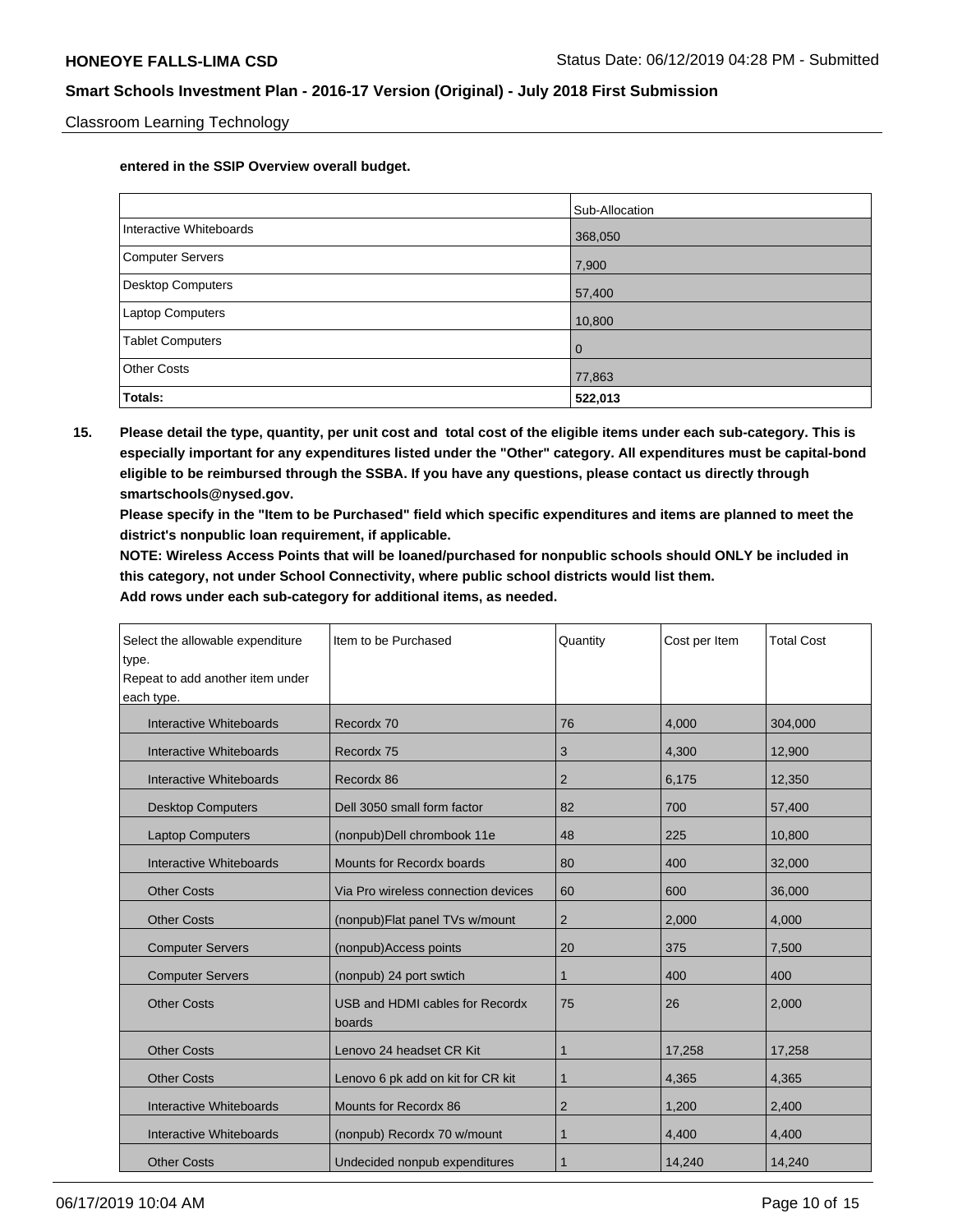**entered in the SSIP Overview overall budget.**

| | Sub-Allocation |
|---|---|
| Interactive Whiteboards | 368,050 |
| Computer Servers | 7,900 |
| Desktop Computers | 57,400 |
| Laptop Computers | 10,800 |
| Tablet Computers | 0 |
| Other Costs | 77,863 |
| **Totals:** | **522,013** |

**15. Please detail the type, quantity, per unit cost and total cost of the eligible items under each sub-category. This is especially important for any expenditures listed under the "Other" category. All expenditures must be capital-bond eligible to be reimbursed through the SSBA. If you have any questions, please contact us directly through smartschools@nysed.gov.**

**Please specify in the "Item to be Purchased" field which specific expenditures and items are planned to meet the district's nonpublic loan requirement, if applicable.**

**NOTE: Wireless Access Points that will be loaned/purchased for nonpublic schools should ONLY be included in this category, not under School Connectivity, where public school districts would list them.**

**Add rows under each sub-category for additional items, as needed.**

| Select the allowable expenditure type. Repeat to add another item under each type. | Item to be Purchased | Quantity | Cost per Item | Total Cost |
|---|---|---|---|---|
| Interactive Whiteboards | Recordx 70 | 76 | 4,000 | 304,000 |
| Interactive Whiteboards | Recordx 75 | 3 | 4,300 | 12,900 |
| Interactive Whiteboards | Recordx 86 | 2 | 6,175 | 12,350 |
| Desktop Computers | Dell 3050 small form factor | 82 | 700 | 57,400 |
| Laptop Computers | (nonpub)Dell chrombook 11e | 48 | 225 | 10,800 |
| Interactive Whiteboards | Mounts for Recordx boards | 80 | 400 | 32,000 |
| Other Costs | Via Pro wireless connection devices | 60 | 600 | 36,000 |
| Other Costs | (nonpub)Flat panel TVs w/mount | 2 | 2,000 | 4,000 |
| Computer Servers | (nonpub)Access points | 20 | 375 | 7,500 |
| Computer Servers | (nonpub) 24 port swtich | 1 | 400 | 400 |
| Other Costs | USB and HDMI cables for Recordx boards | 75 | 26 | 2,000 |
| Other Costs | Lenovo 24 headset CR Kit | 1 | 17,258 | 17,258 |
| Other Costs | Lenovo 6 pk add on kit for CR kit | 1 | 4,365 | 4,365 |
| Interactive Whiteboards | Mounts for Recordx 86 | 2 | 1,200 | 2,400 |
| Interactive Whiteboards | (nonpub) Recordx 70 w/mount | 1 | 4,400 | 4,400 |
| Other Costs | Undecided nonpub expenditures | 1 | 14,240 | 14,240 |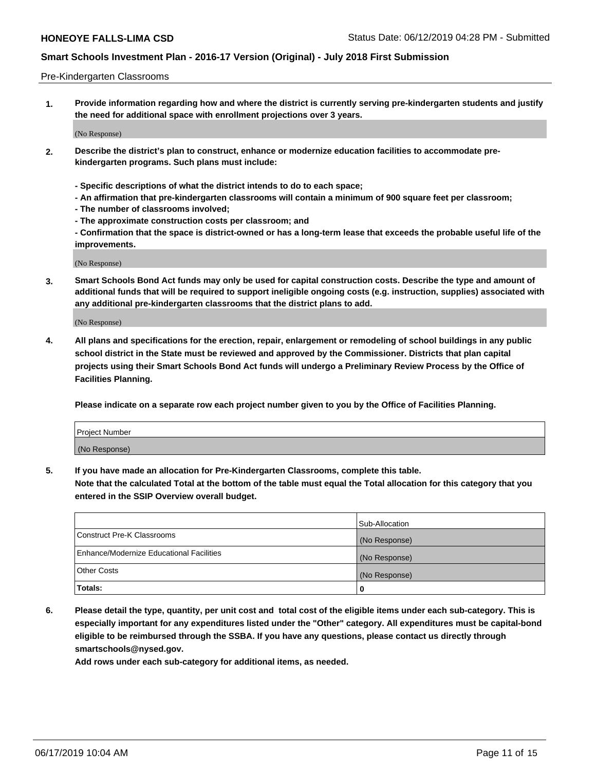Pre-Kindergarten Classrooms

**1. Provide information regarding how and where the district is currently serving pre-kindergarten students and justify the need for additional space with enrollment projections over 3 years.**

(No Response)

**2. Describe the district's plan to construct, enhance or modernize education facilities to accommodate pre-kindergarten programs. Such plans must include:**

**- Specific descriptions of what the district intends to do to each space;**
**- An affirmation that pre-kindergarten classrooms will contain a minimum of 900 square feet per classroom;**
**- The number of classrooms involved;**
**- The approximate construction costs per classroom; and**
**- Confirmation that the space is district-owned or has a long-term lease that exceeds the probable useful life of the improvements.**

(No Response)

**3. Smart Schools Bond Act funds may only be used for capital construction costs. Describe the type and amount of additional funds that will be required to support ineligible ongoing costs (e.g. instruction, supplies) associated with any additional pre-kindergarten classrooms that the district plans to add.**

(No Response)

**4. All plans and specifications for the erection, repair, enlargement or remodeling of school buildings in any public school district in the State must be reviewed and approved by the Commissioner. Districts that plan capital projects using their Smart Schools Bond Act funds will undergo a Preliminary Review Process by the Office of Facilities Planning.**

**Please indicate on a separate row each project number given to you by the Office of Facilities Planning.**

| Project Number |
| --- |
| (No Response) |

**5. If you have made an allocation for Pre-Kindergarten Classrooms, complete this table.**
**Note that the calculated Total at the bottom of the table must equal the Total allocation for this category that you entered in the SSIP Overview overall budget.**

| | Sub-Allocation |
| --- | --- |
| Construct Pre-K Classrooms | (No Response) |
| Enhance/Modernize Educational Facilities | (No Response) |
| Other Costs | (No Response) |
| **Totals:** | **0** |

**6. Please detail the type, quantity, per unit cost and total cost of the eligible items under each sub-category. This is especially important for any expenditures listed under the "Other" category. All expenditures must be capital-bond eligible to be reimbursed through the SSBA. If you have any questions, please contact us directly through smartschools@nysed.gov.**
**Add rows under each sub-category for additional items, as needed.**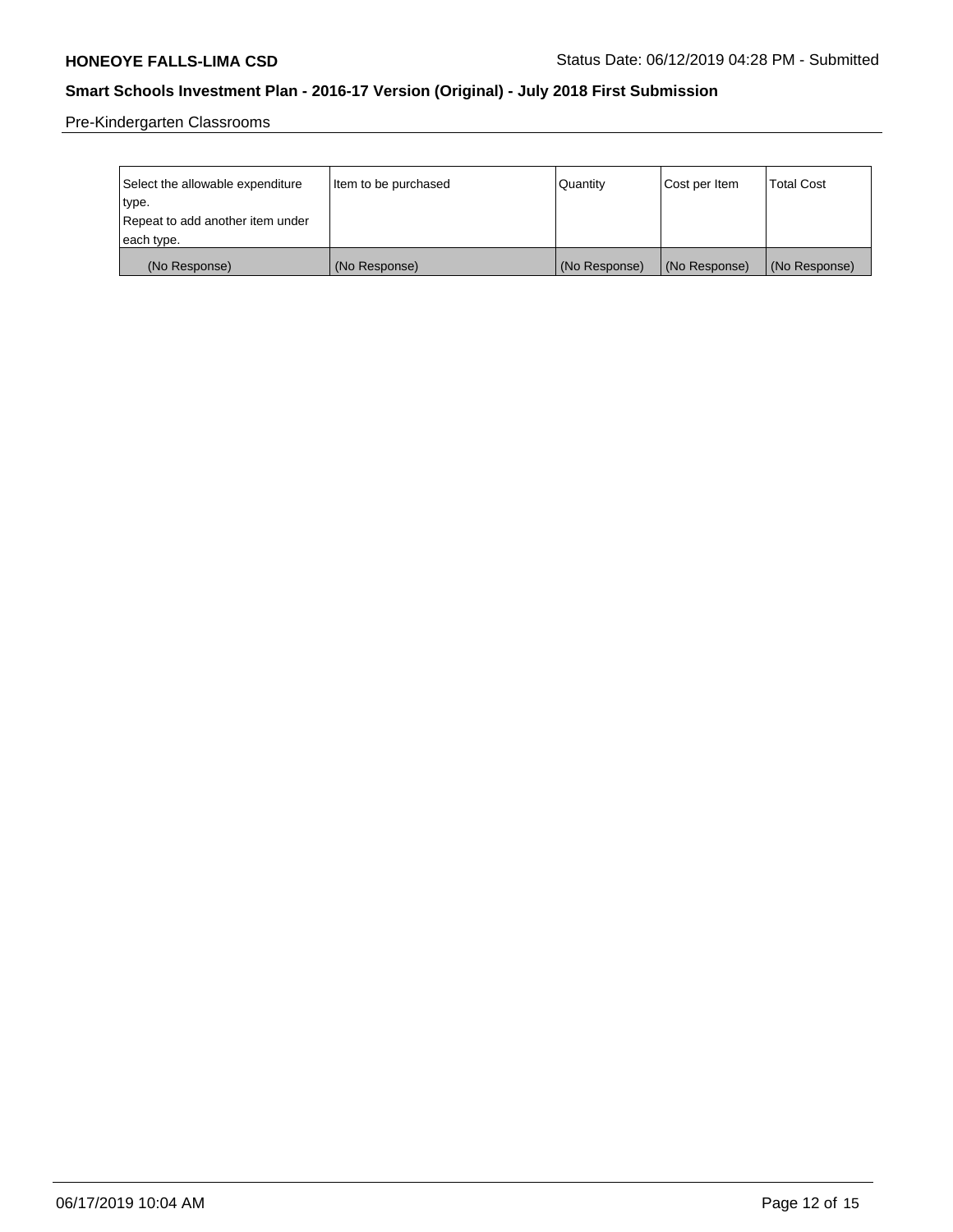Pre-Kindergarten Classrooms

| Select the allowable expenditure type.<br>Repeat to add another item under each type. | Item to be purchased | Quantity | Cost per Item | Total Cost |
|---|---|---|---|---|
| (No Response) | (No Response) | (No Response) | (No Response) | (No Response) |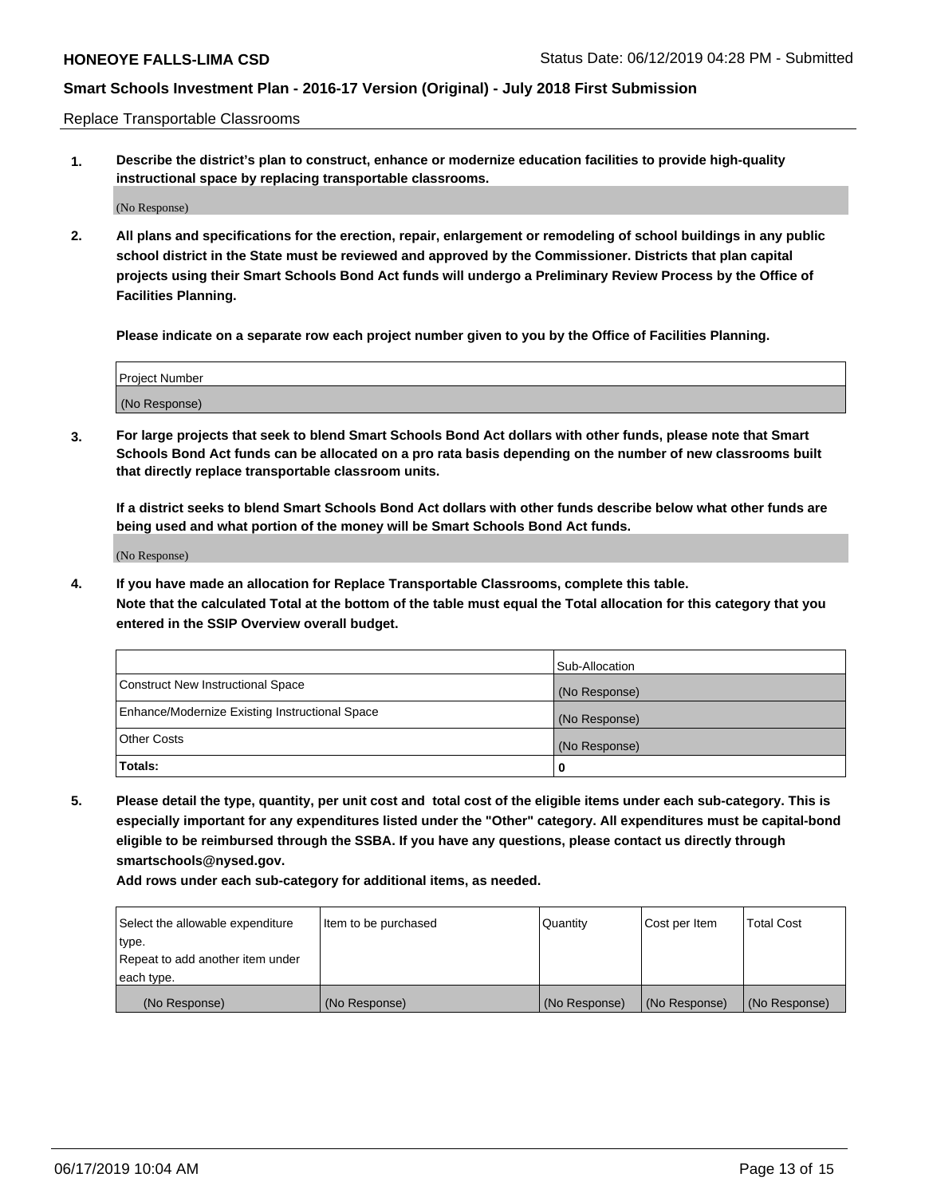Replace Transportable Classrooms

1. **Describe the district's plan to construct, enhance or modernize education facilities to provide high-quality instructional space by replacing transportable classrooms.**

(No Response)

2. **All plans and specifications for the erection, repair, enlargement or remodeling of school buildings in any public school district in the State must be reviewed and approved by the Commissioner. Districts that plan capital projects using their Smart Schools Bond Act funds will undergo a Preliminary Review Process by the Office of Facilities Planning.**

   **Please indicate on a separate row each project number given to you by the Office of Facilities Planning.**

| Project Number |
|---|
| (No Response) |

3. **For large projects that seek to blend Smart Schools Bond Act dollars with other funds, please note that Smart Schools Bond Act funds can be allocated on a pro rata basis depending on the number of new classrooms built that directly replace transportable classroom units.**

   **If a district seeks to blend Smart Schools Bond Act dollars with other funds describe below what other funds are being used and what portion of the money will be Smart Schools Bond Act funds.**

(No Response)

4. **If you have made an allocation for Replace Transportable Classrooms, complete this table. Note that the calculated Total at the bottom of the table must equal the Total allocation for this category that you entered in the SSIP Overview overall budget.**

| | Sub-Allocation |
|---|---|
| Construct New Instructional Space | (No Response) |
| Enhance/Modernize Existing Instructional Space | (No Response) |
| Other Costs | (No Response) |
| **Totals:** | **0** |

5. **Please detail the type, quantity, per unit cost and total cost of the eligible items under each sub-category. This is especially important for any expenditures listed under the "Other" category. All expenditures must be capital-bond eligible to be reimbursed through the SSBA. If you have any questions, please contact us directly through smartschools@nysed.gov.**

   **Add rows under each sub-category for additional items, as needed.**

| Select the allowable expenditure type. Repeat to add another item under each type. | Item to be purchased | Quantity | Cost per Item | Total Cost |
|---|---|---|---|---|
| (No Response) | (No Response) | (No Response) | (No Response) | (No Response) |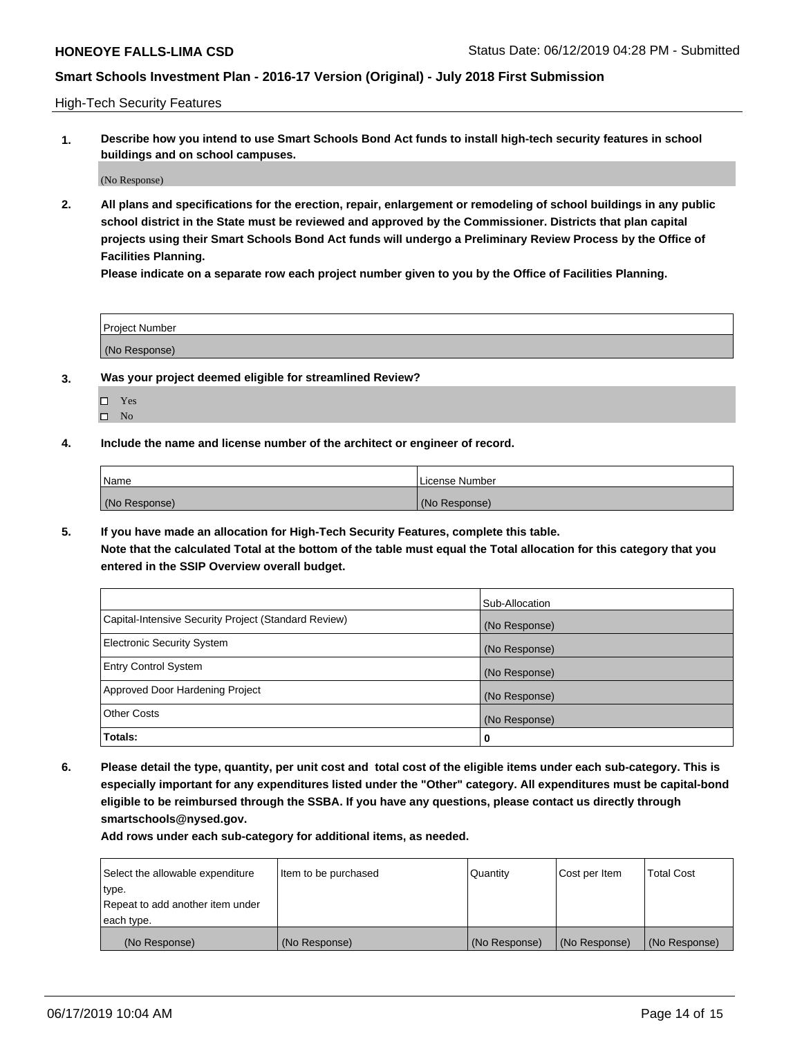High-Tech Security Features

1. **Describe how you intend to use Smart Schools Bond Act funds to install high-tech security features in school buildings and on school campuses.**

(No Response)

2. **All plans and specifications for the erection, repair, enlargement or remodeling of school buildings in any public school district in the State must be reviewed and approved by the Commissioner. Districts that plan capital projects using their Smart Schools Bond Act funds will undergo a Preliminary Review Process by the Office of Facilities Planning.**

**Please indicate on a separate row each project number given to you by the Office of Facilities Planning.**

| Project Number |
|---|
| (No Response) |

3. **Was your project deemed eligible for streamlined Review?**

- ☐ Yes
- ☐ No

4. **Include the name and license number of the architect or engineer of record.**

| Name | License Number |
|---|---|
| (No Response) | (No Response) |

5. **If you have made an allocation for High-Tech Security Features, complete this table.**
**Note that the calculated Total at the bottom of the table must equal the Total allocation for this category that you entered in the SSIP Overview overall budget.**

| | Sub-Allocation |
|---|---|
| Capital-Intensive Security Project (Standard Review) | (No Response) |
| Electronic Security System | (No Response) |
| Entry Control System | (No Response) |
| Approved Door Hardening Project | (No Response) |
| Other Costs | (No Response) |
| **Totals:** | **0** |

6. **Please detail the type, quantity, per unit cost and total cost of the eligible items under each sub-category. This is especially important for any expenditures listed under the "Other" category. All expenditures must be capital-bond eligible to be reimbursed through the SSBA. If you have any questions, please contact us directly through smartschools@nysed.gov.**

**Add rows under each sub-category for additional items, as needed.**

| Select the allowable expenditure type. Repeat to add another item under each type. | Item to be purchased | Quantity | Cost per Item | Total Cost |
|---|---|---|---|---|
| (No Response) | (No Response) | (No Response) | (No Response) | (No Response) |